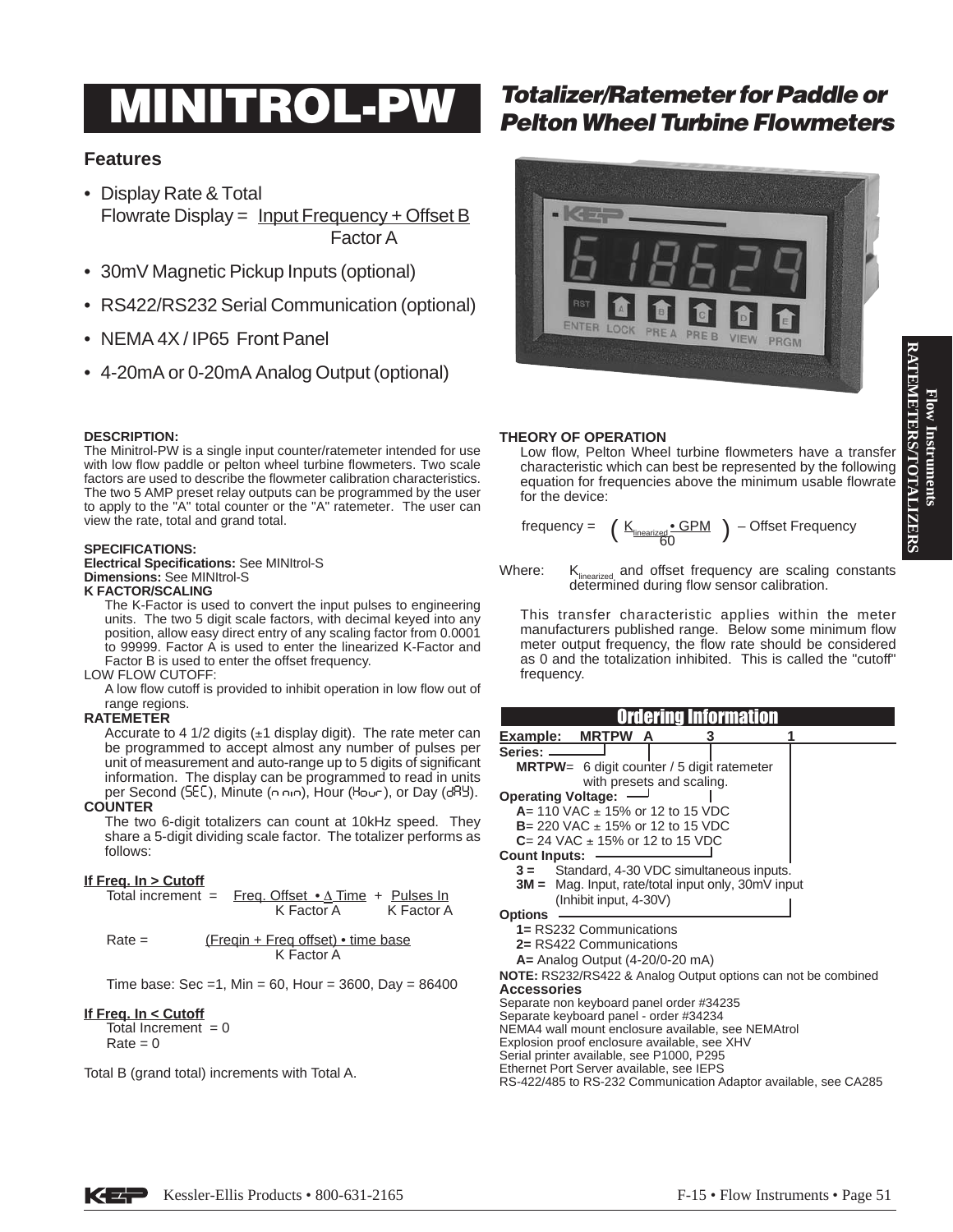# MINITROL-PW

## Totalizer/Ratemeter for Paddle or Pelton Wheel Turbine Flowmeters

### Features

- Display Rate & Total
  Flowrate Display = $\frac{\text{Input Frequency + Offset B}}{\text{Factor A}}$
- 30mV Magnetic Pickup Inputs (optional)
- RS422/RS232 Serial Communication (optional)
- NEMA 4X / IP65 Front Panel
- 4-20mA or 0-20mA Analog Output (optional)

**DESCRIPTION:**

The Minitrol-PW is a single input counter/ratemeter intended for use with low flow paddle or pelton wheel turbine flowmeters. Two scale factors are used to describe the flowmeter calibration characteristics. The two 5 AMP preset relay outputs can be programmed by the user to apply to the "A" total counter or the "A" ratemeter. The user can view the rate, total and grand total.

**SPECIFICATIONS:**

**Electrical Specifications:** See MINItrol-S

**Dimensions:** See MINItrol-S

**K FACTOR/SCALING**

The K-Factor is used to convert the input pulses to engineering units. The two 5 digit scale factors, with decimal keyed into any position, allow easy direct entry of any scaling factor from 0.0001 to 99999. Factor A is used to enter the linearized K-Factor and Factor B is used to enter the offset frequency.

LOW FLOW CUTOFF:

A low flow cutoff is provided to inhibit operation in low flow out of range regions.

**RATEMETER**

Accurate to 4 1/2 digits (±1 display digit). The rate meter can be programmed to accept almost any number of pulses per unit of measurement and auto-range up to 5 digits of significant information. The display can be programmed to read in units per Second (SEC), Minute (min), Hour (Hour), or Day (dAY).

**COUNTER**

The two 6-digit totalizers can count at 10kHz speed. They share a 5-digit dividing scale factor. The totalizer performs as follows:

**If Freq. In > Cutoff**

$$\text{Total increment} = \frac{\text{Freq. Offset} \cdot \Delta\,\text{Time}}{\text{K Factor A}} + \frac{\text{Pulses In}}{\text{K Factor A}}$$

$$\text{Rate} = \frac{(\text{Freqin} + \text{Freq offset}) \cdot \text{time base}}{\text{K Factor A}}$$

Time base: Sec =1, Min = 60, Hour = 3600, Day = 86400

**If Freq. In < Cutoff**

Total Increment = 0

Rate = 0

Total B (grand total) increments with Total A.

**THEORY OF OPERATION**

Low flow, Pelton Wheel turbine flowmeters have a transfer characteristic which can best be represented by the following equation for frequencies above the minimum usable flowrate for the device:

$$\text{frequency} = \left(\frac{K_{linearized} \cdot \text{GPM}}{60}\right) - \text{Offset Frequency}$$

Where: $K_{linearized}$ and offset frequency are scaling constants determined during flow sensor calibration.

This transfer characteristic applies within the meter manufacturers published range. Below some minimum flow meter output frequency, the flow rate should be considered as 0 and the totalization inhibited. This is called the "cutoff" frequency.

### Ordering Information

**Example:** MRTPW A 3 1

**Series:**

**MRTPW**= 6 digit counter / 5 digit ratemeter with presets and scaling.

**Operating Voltage:**

**A**= 110 VAC ± 15% or 12 to 15 VDC

**B**= 220 VAC ± 15% or 12 to 15 VDC

**C**= 24 VAC ± 15% or 12 to 15 VDC

**Count Inputs:**

**3 =** Standard, 4-30 VDC simultaneous inputs.

**3M =** Mag. Input, rate/total input only, 30mV input (Inhibit input, 4-30V)

**Options**

**1=** RS232 Communications

**2=** RS422 Communications

**A=** Analog Output (4-20/0-20 mA)

**NOTE:** RS232/RS422 & Analog Output options can not be combined

**Accessories**

Separate non keyboard panel order #34235

Separate keyboard panel - order #34234

NEMA4 wall mount enclosure available, see NEMAtrol

Explosion proof enclosure available, see XHV

Serial printer available, see P1000, P295

Ethernet Port Server available, see IEPS

RS-422/485 to RS-232 Communication Adaptor available, see CA285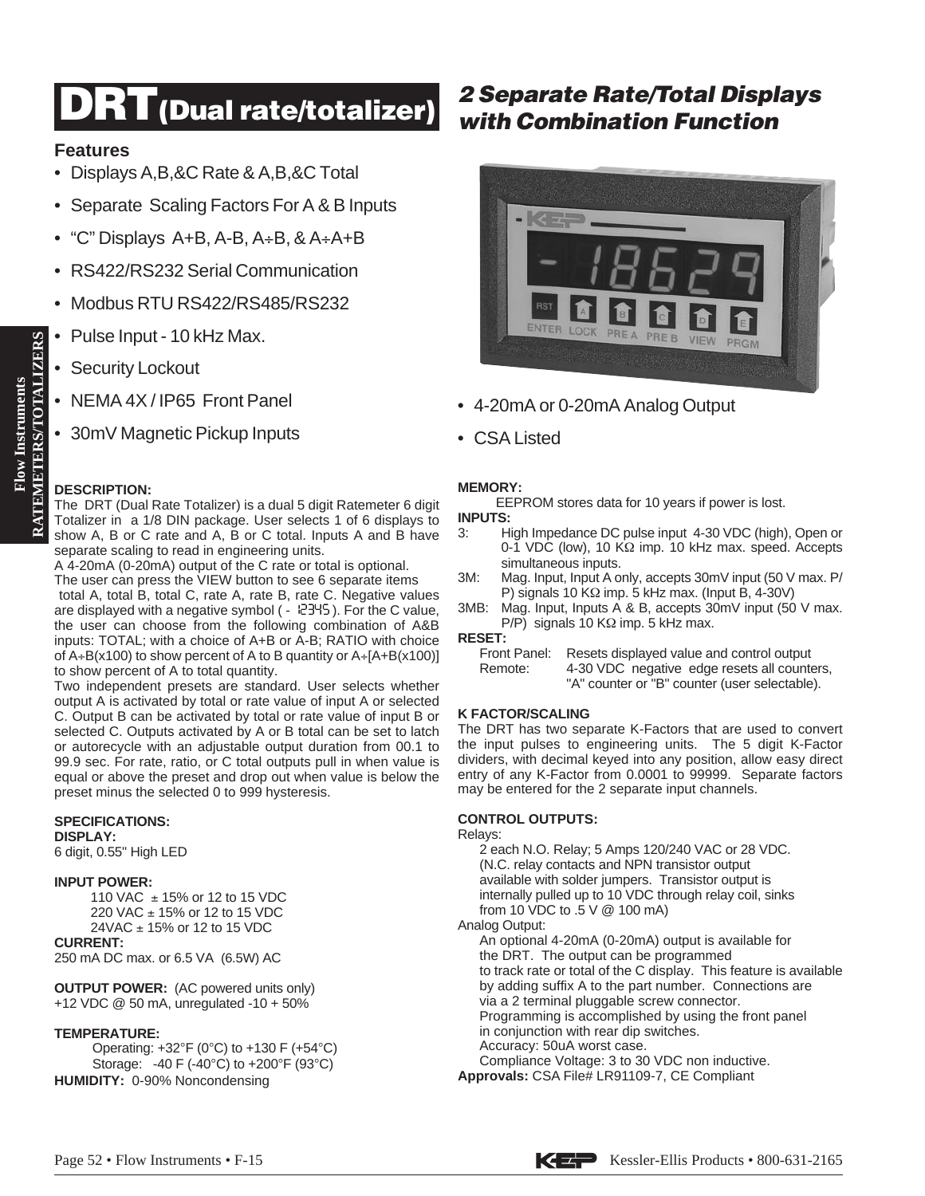# DRT (Dual rate/totalizer)

## *2 Separate Rate/Total Displays with Combination Function*

### Features

- Displays A,B,&C Rate & A,B,&C Total
- Separate Scaling Factors For A & B Inputs
- "C" Displays A+B, A-B, A÷B, & A÷A+B
- RS422/RS232 Serial Communication
- Modbus RTU RS422/RS485/RS232
- Pulse Input - 10 kHz Max.
- Security Lockout
- NEMA 4X / IP65 Front Panel
- 30mV Magnetic Pickup Inputs
- 4-20mA or 0-20mA Analog Output
- CSA Listed

**DESCRIPTION:**

The DRT (Dual Rate Totalizer) is a dual 5 digit Ratemeter 6 digit Totalizer in a 1/8 DIN package. User selects 1 of 6 displays to show A, B or C rate and A, B or C total. Inputs A and B have separate scaling to read in engineering units.

A 4-20mA (0-20mA) output of the C rate or total is optional.

The user can press the VIEW button to see 6 separate items total A, total B, total C, rate A, rate B, rate C. Negative values are displayed with a negative symbol ( - 12345 ). For the C value, the user can choose from the following combination of A&B inputs: TOTAL; with a choice of A+B or A-B; RATIO with choice of A÷B(x100) to show percent of A to B quantity or A÷[A+B(x100)] to show percent of A to total quantity.

Two independent presets are standard. User selects whether output A is activated by total or rate value of input A or selected C. Output B can be activated by total or rate value of input B or selected C. Outputs activated by A or B total can be set to latch or autorecycle with an adjustable output duration from 00.1 to 99.9 sec. For rate, ratio, or C total outputs pull in when value is equal or above the preset and drop out when value is below the preset minus the selected 0 to 999 hysteresis.

**SPECIFICATIONS:**

**DISPLAY:**
6 digit, 0.55" High LED

**INPUT POWER:**
110 VAC ± 15% or 12 to 15 VDC
220 VAC ± 15% or 12 to 15 VDC
24VAC ± 15% or 12 to 15 VDC

**CURRENT:**
250 mA DC max. or 6.5 VA (6.5W) AC

**OUTPUT POWER:** (AC powered units only)
+12 VDC @ 50 mA, unregulated -10 + 50%

**TEMPERATURE:**
Operating: +32°F (0°C) to +130 F (+54°C)
Storage: -40 F (-40°C) to +200°F (93°C)

**HUMIDITY:** 0-90% Noncondensing

**MEMORY:**
EEPROM stores data for 10 years if power is lost.

**INPUTS:**

- 3: High Impedance DC pulse input 4-30 VDC (high), Open or 0-1 VDC (low), 10 KΩ imp. 10 kHz max. speed. Accepts simultaneous inputs.
- 3M: Mag. Input, Input A only, accepts 30mV input (50 V max. P/P) signals 10 KΩ imp. 5 kHz max. (Input B, 4-30V)
- 3MB: Mag. Input, Inputs A & B, accepts 30mV input (50 V max. P/P) signals 10 KΩ imp. 5 kHz max.

**RESET:**
Front Panel: Resets displayed value and control output
Remote: 4-30 VDC negative edge resets all counters, "A" counter or "B" counter (user selectable).

**K FACTOR/SCALING**

The DRT has two separate K-Factors that are used to convert the input pulses to engineering units. The 5 digit K-Factor dividers, with decimal keyed into any position, allow easy direct entry of any K-Factor from 0.0001 to 99999. Separate factors may be entered for the 2 separate input channels.

**CONTROL OUTPUTS:**

Relays:
2 each N.O. Relay; 5 Amps 120/240 VAC or 28 VDC. (N.C. relay contacts and NPN transistor output available with solder jumpers. Transistor output is internally pulled up to 10 VDC through relay coil, sinks from 10 VDC to .5 V @ 100 mA)

Analog Output:
An optional 4-20mA (0-20mA) output is available for the DRT. The output can be programmed to track rate or total of the C display. This feature is available by adding suffix A to the part number. Connections are via a 2 terminal pluggable screw connector. Programming is accomplished by using the front panel in conjunction with rear dip switches.
Accuracy: 50uA worst case.
Compliance Voltage: 3 to 30 VDC non inductive.

**Approvals:** CSA File# LR91109-7, CE Compliant